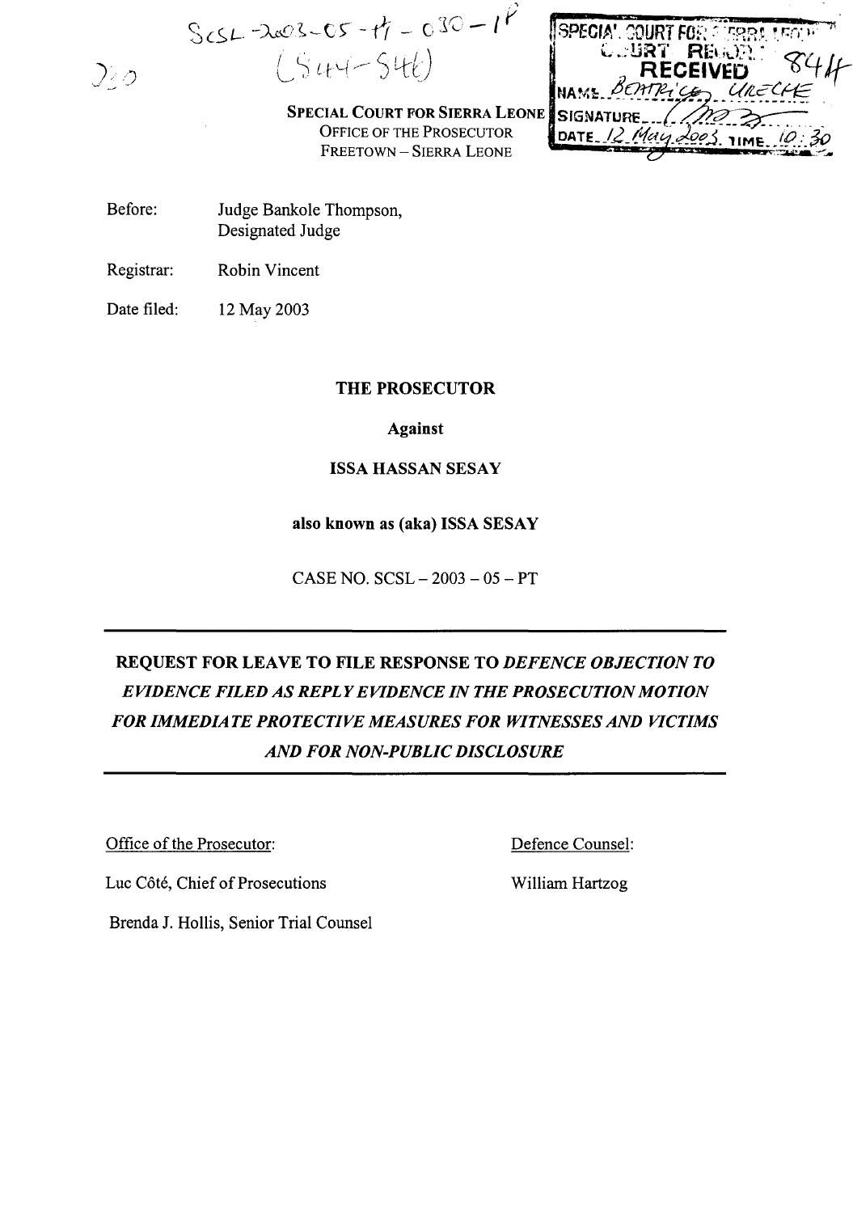SCSL-2003-05-PT-030-1P
(544-546)

**SPECIAL COURT FOR SIERRA LEONE**
OFFICE OF THE PROSECUTOR
FREETOWN – SIERRA LEONE

SPECIAL COURT FOR SIERRA LEONE
COURT RECORDS
RECEIVED
NAME: BEATRICE URECHE
SIGNATURE:
DATE: 12 May 2003 TIME: 10:30

Before: Judge Bankole Thompson, Designated Judge

Registrar: Robin Vincent

Date filed: 12 May 2003

**THE PROSECUTOR**

**Against**

**ISSA HASSAN SESAY**

**also known as (aka) ISSA SESAY**

CASE NO. SCSL – 2003 – 05 – PT

---

**REQUEST FOR LEAVE TO FILE RESPONSE TO *DEFENCE OBJECTION TO EVIDENCE FILED AS REPLY EVIDENCE IN THE PROSECUTION MOTION FOR IMMEDIATE PROTECTIVE MEASURES FOR WITNESSES AND VICTIMS AND FOR NON-PUBLIC DISCLOSURE***

---

Office of the Prosecutor:

Luc Côté, Chief of Prosecutions

Brenda J. Hollis, Senior Trial Counsel

Defence Counsel:

William Hartzog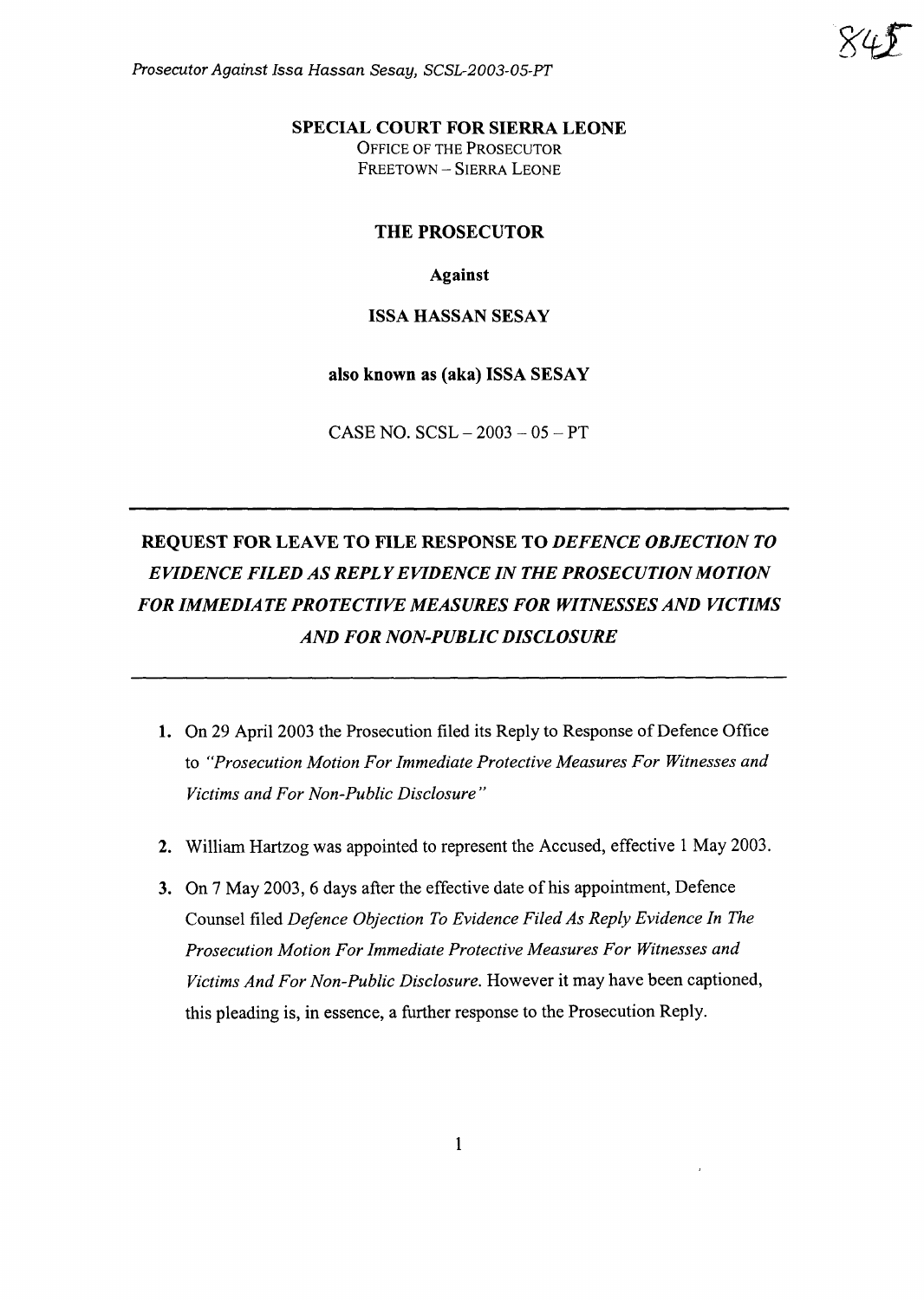SPECIAL COURT FOR SIERRA LEONE

OFFICE OF THE PROSECUTOR

FREETOWN – SIERRA LEONE

**THE PROSECUTOR**

**Against**

**ISSA HASSAN SESAY**

**also known as (aka) ISSA SESAY**

CASE NO. SCSL – 2003 – 05 – PT

---

**REQUEST FOR LEAVE TO FILE RESPONSE TO *DEFENCE OBJECTION TO EVIDENCE FILED AS REPLY EVIDENCE IN THE PROSECUTION MOTION FOR IMMEDIATE PROTECTIVE MEASURES FOR WITNESSES AND VICTIMS AND FOR NON-PUBLIC DISCLOSURE***

---

1. On 29 April 2003 the Prosecution filed its Reply to Response of Defence Office to *"Prosecution Motion For Immediate Protective Measures For Witnesses and Victims and For Non-Public Disclosure"*

2. William Hartzog was appointed to represent the Accused, effective 1 May 2003.

3. On 7 May 2003, 6 days after the effective date of his appointment, Defence Counsel filed *Defence Objection To Evidence Filed As Reply Evidence In The Prosecution Motion For Immediate Protective Measures For Witnesses and Victims And For Non-Public Disclosure.* However it may have been captioned, this pleading is, in essence, a further response to the Prosecution Reply.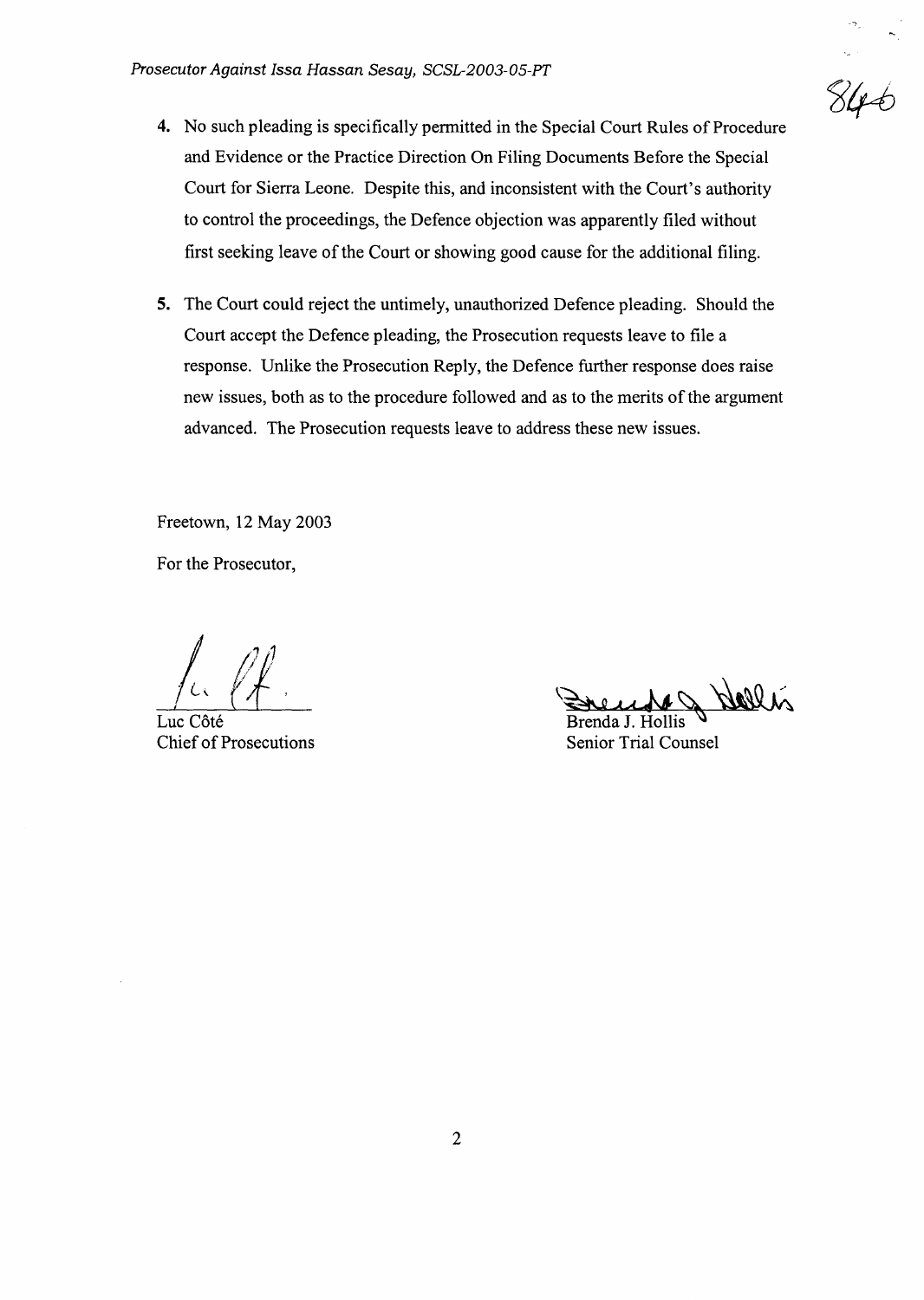4. No such pleading is specifically permitted in the Special Court Rules of Procedure and Evidence or the Practice Direction On Filing Documents Before the Special Court for Sierra Leone. Despite this, and inconsistent with the Court's authority to control the proceedings, the Defence objection was apparently filed without first seeking leave of the Court or showing good cause for the additional filing.

5. The Court could reject the untimely, unauthorized Defence pleading. Should the Court accept the Defence pleading, the Prosecution requests leave to file a response. Unlike the Prosecution Reply, the Defence further response does raise new issues, both as to the procedure followed and as to the merits of the argument advanced. The Prosecution requests leave to address these new issues.

Freetown, 12 May 2003

For the Prosecutor,

Luc Côté
Chief of Prosecutions

Brenda J. Hollis
Senior Trial Counsel